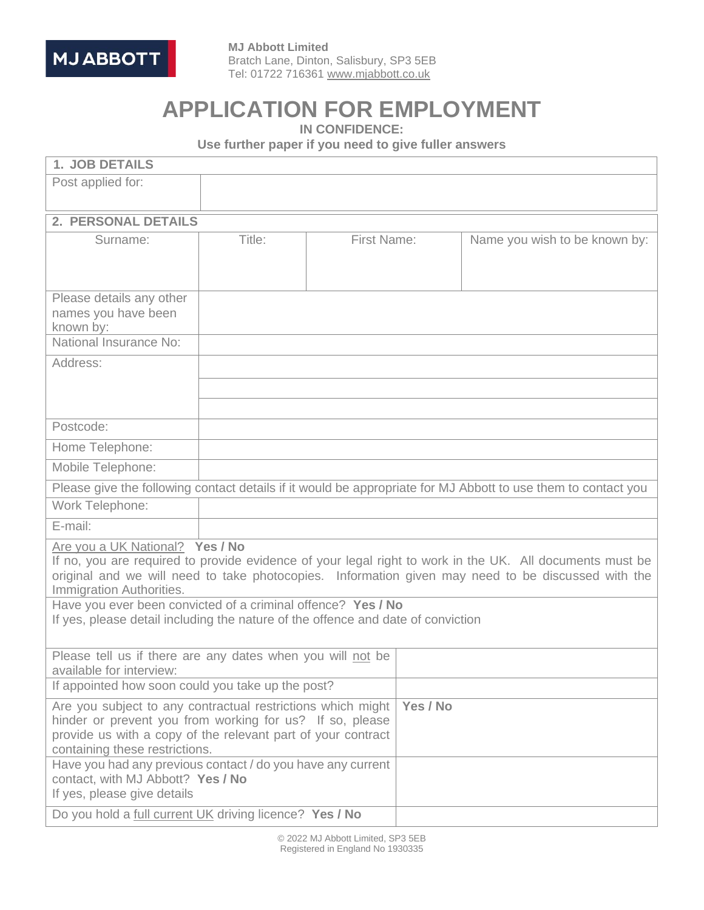**MJ ABBOTT**

**MJ Abbott Limited**
Bratch Lane, Dinton, Salisbury, SP3 5EB
Tel: 01722 716361 www.mjabbott.co.uk

# APPLICATION FOR EMPLOYMENT

**IN CONFIDENCE:**

**Use further paper if you need to give fuller answers**

| **1. JOB DETAILS** | |
|---|---|
| Post applied for: | |

| **2. PERSONAL DETAILS** | | | |
|---|---|---|---|
| Surname: | Title: | First Name: | Name you wish to be known by: |
| | | | |
| Please details any other names you have been known by: | | | |
| National Insurance No: | | | |
| Address: | | | |
| | | | |
| | | | |
| Postcode: | | | |
| Home Telephone: | | | |
| Mobile Telephone: | | | |
| Please give the following contact details if it would be appropriate for MJ Abbott to use them to contact you | | | |
| Work Telephone: | | | |
| E-mail: | | | |

Are you a UK National? **Yes / No**
If no, you are required to provide evidence of your legal right to work in the UK. All documents must be original and we will need to take photocopies. Information given may need to be discussed with the Immigration Authorities.

Have you ever been convicted of a criminal offence? **Yes / No**
If yes, please detail including the nature of the offence and date of conviction

| | |
|---|---|
| Please tell us if there are any dates when you will not be available for interview: | |
| If appointed how soon could you take up the post? | |
| Are you subject to any contractual restrictions which might hinder or prevent you from working for us? If so, please provide us with a copy of the relevant part of your contract containing these restrictions. | **Yes / No** |
| Have you had any previous contact / do you have any current contact, with MJ Abbott? **Yes / No** If yes, please give details | |
| Do you hold a full current UK driving licence? **Yes / No** | |

© 2022 MJ Abbott Limited, SP3 5EB
Registered in England No 1930335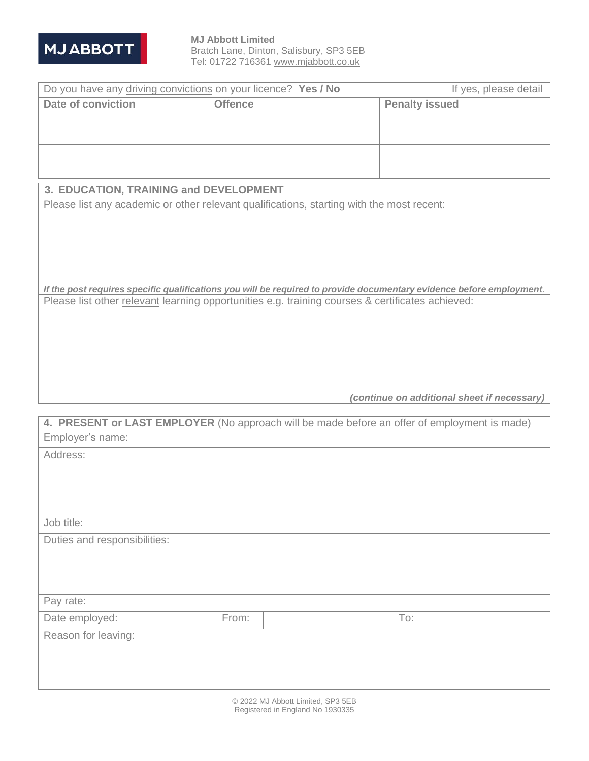**MJ Abbott Limited**
Bratch Lane, Dinton, Salisbury, SP3 5EB
Tel: 01722 716361 www.mjabbott.co.uk

Do you have any driving convictions on your licence? **Yes / No** If yes, please detail

| Date of conviction | Offence | Penalty issued |
| --- | --- | --- |
| | | |
| | | |
| | | |
| | | |

## 3. EDUCATION, TRAINING and DEVELOPMENT

Please list any academic or other relevant qualifications, starting with the most recent:

***If the post requires specific qualifications you will be required to provide documentary evidence before employment.***

Please list other relevant learning opportunities e.g. training courses & certificates achieved:

***(continue on additional sheet if necessary)***

## 4. PRESENT or LAST EMPLOYER (No approach will be made before an offer of employment is made)

| | | | | |
| --- | --- | --- | --- | --- |
| Employer's name: | | | | |
| Address: | | | | |
| | | | | |
| | | | | |
| | | | | |
| Job title: | | | | |
| Duties and responsibilities: | | | | |
| Pay rate: | | | | |
| Date employed: | From: | | To: | |
| Reason for leaving: | | | | |

© 2022 MJ Abbott Limited, SP3 5EB
Registered in England No 1930335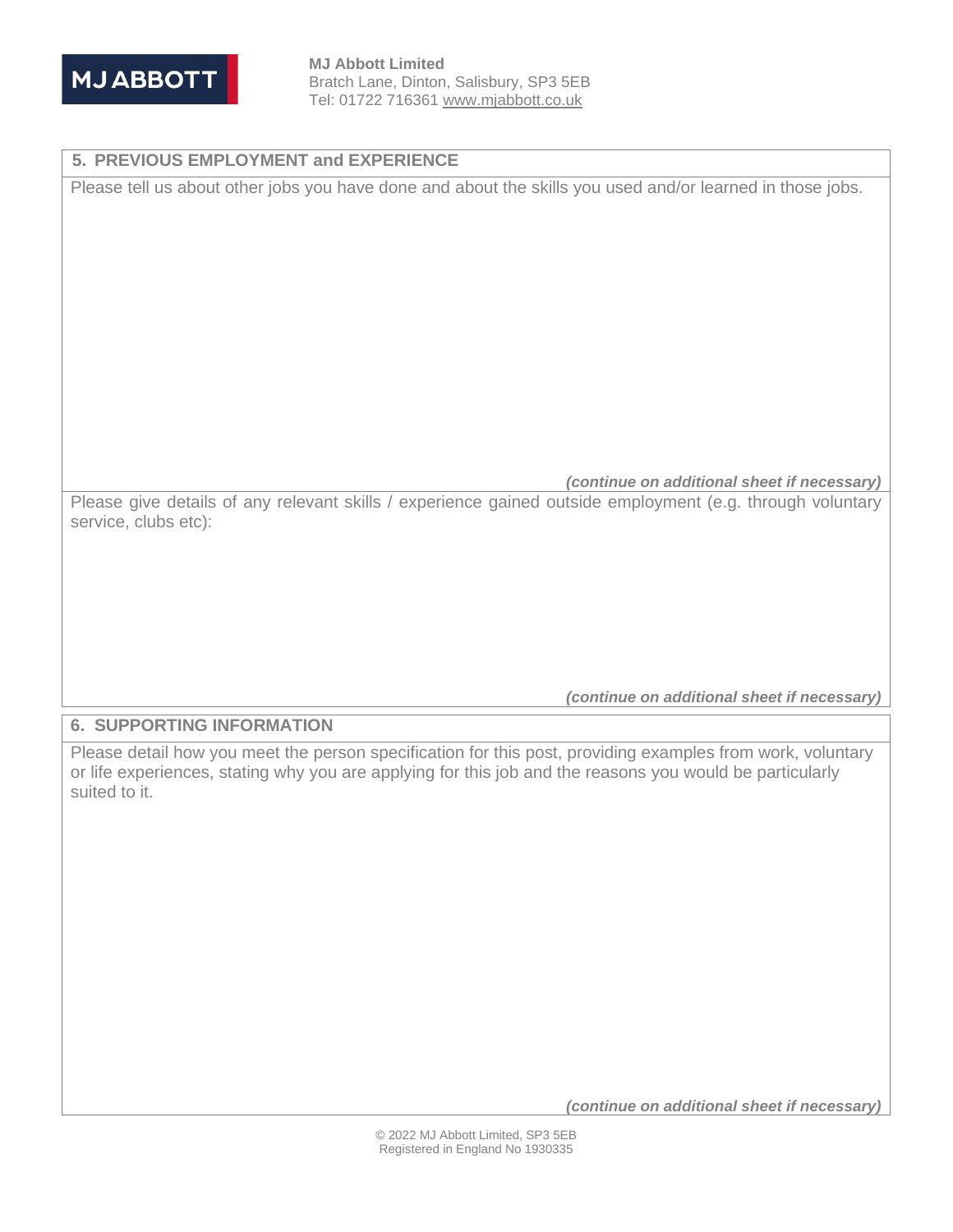## 5. PREVIOUS EMPLOYMENT and EXPERIENCE

Please tell us about other jobs you have done and about the skills you used and/or learned in those jobs.

***(continue on additional sheet if necessary)***

Please give details of any relevant skills / experience gained outside employment (e.g. through voluntary service, clubs etc):

***(continue on additional sheet if necessary)***

## 6. SUPPORTING INFORMATION

Please detail how you meet the person specification for this post, providing examples from work, voluntary or life experiences, stating why you are applying for this job and the reasons you would be particularly suited to it.

***(continue on additional sheet if necessary)***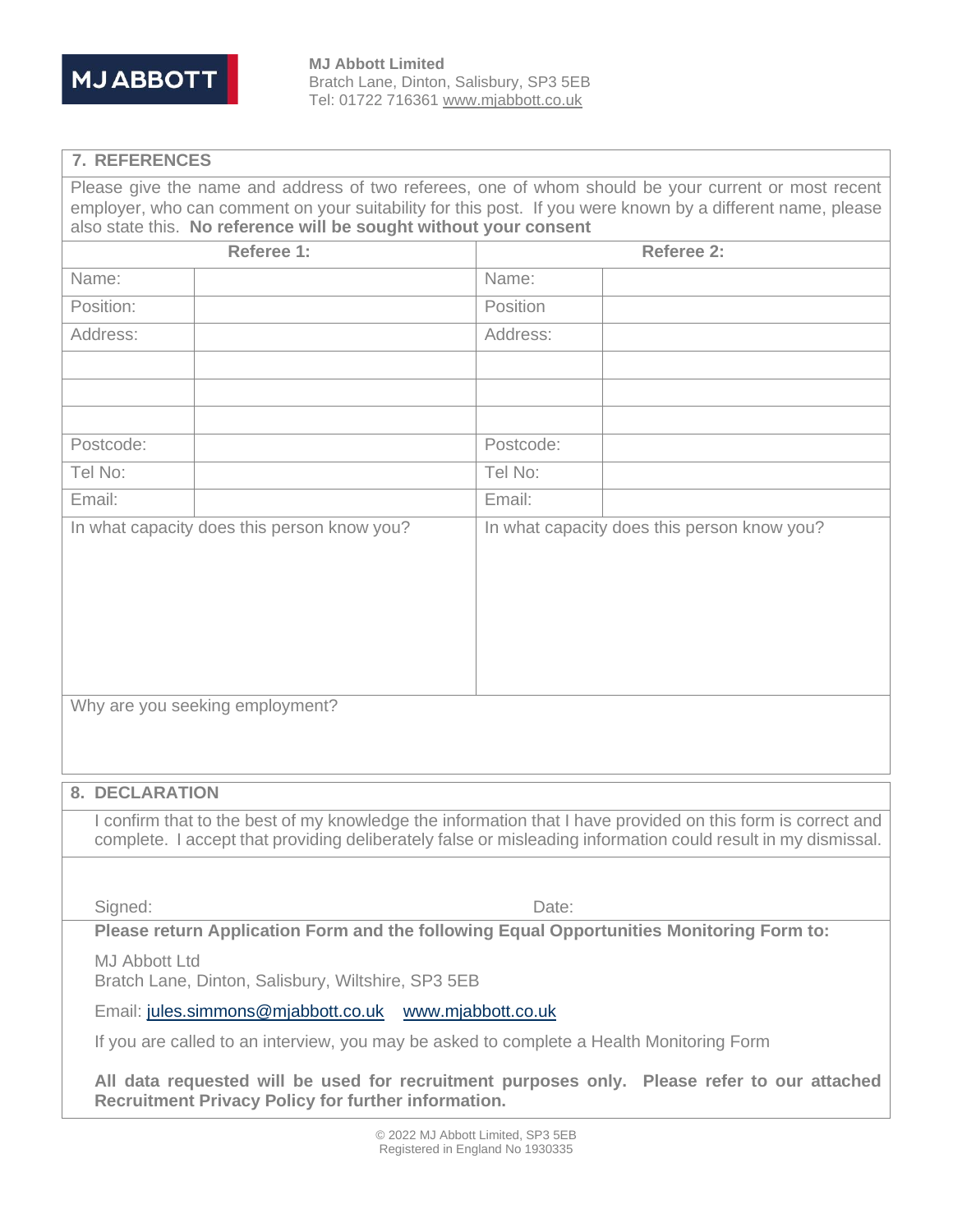**MJ Abbott Limited**
Bratch Lane, Dinton, Salisbury, SP3 5EB
Tel: 01722 716361 www.mjabbott.co.uk

## 7. REFERENCES

Please give the name and address of two referees, one of whom should be your current or most recent employer, who can comment on your suitability for this post. If you were known by a different name, please also state this. **No reference will be sought without your consent**

| **Referee 1:** | | **Referee 2:** | |
|---|---|---|---|
| Name: | | Name: | |
| Position: | | Position | |
| Address: | | Address: | |
| | | | |
| | | | |
| | | | |
| Postcode: | | Postcode: | |
| Tel No: | | Tel No: | |
| Email: | | Email: | |
| In what capacity does this person know you? | | In what capacity does this person know you? | |

Why are you seeking employment?

## 8. DECLARATION

I confirm that to the best of my knowledge the information that I have provided on this form is correct and complete. I accept that providing deliberately false or misleading information could result in my dismissal.

Signed: Date:

**Please return Application Form and the following Equal Opportunities Monitoring Form to:**

MJ Abbott Ltd
Bratch Lane, Dinton, Salisbury, Wiltshire, SP3 5EB

Email: jules.simmons@mjabbott.co.uk www.mjabbott.co.uk

If you are called to an interview, you may be asked to complete a Health Monitoring Form

**All data requested will be used for recruitment purposes only. Please refer to our attached Recruitment Privacy Policy for further information.**

© 2022 MJ Abbott Limited, SP3 5EB
Registered in England No 1930335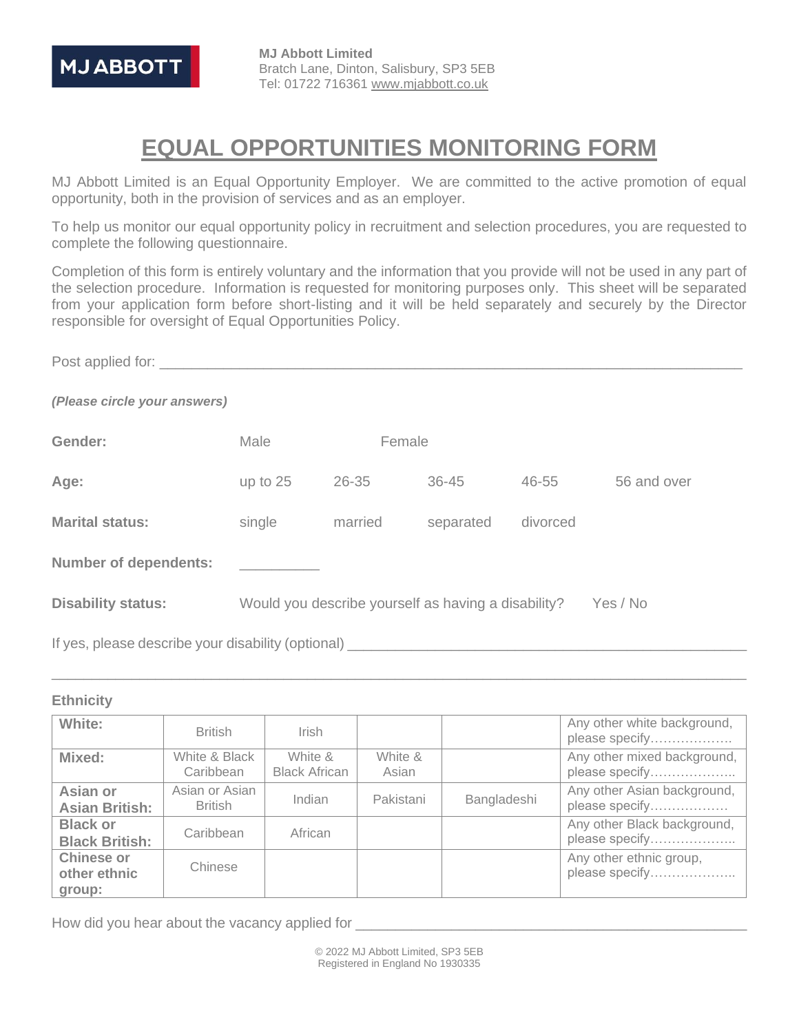MJ ABBOTT

**MJ Abbott Limited**
Bratch Lane, Dinton, Salisbury, SP3 5EB
Tel: 01722 716361 www.mjabbott.co.uk

# EQUAL OPPORTUNITIES MONITORING FORM

MJ Abbott Limited is an Equal Opportunity Employer. We are committed to the active promotion of equal opportunity, both in the provision of services and as an employer.

To help us monitor our equal opportunity policy in recruitment and selection procedures, you are requested to complete the following questionnaire.

Completion of this form is entirely voluntary and the information that you provide will not be used in any part of the selection procedure. Information is requested for monitoring purposes only. This sheet will be separated from your application form before short-listing and it will be held separately and securely by the Director responsible for oversight of Equal Opportunities Policy.

Post applied for: ___________________________________________________________________________

***(Please circle your answers)***

**Gender:** Male Female

**Age:** up to 25 26-35 36-45 46-55 56 and over

**Marital status:** single married separated divorced

**Number of dependents:** __________

**Disability status:** Would you describe yourself as having a disability? Yes / No

If yes, please describe your disability (optional) ________________________________________________

_____________________________________________________________________________________

**Ethnicity**

| | | | | | |
|---|---|---|---|---|---|
| **White:** | British | Irish | | | Any other white background, please specify………………. |
| **Mixed:** | White & Black Caribbean | White & Black African | White & Asian | | Any other mixed background, please specify……………….. |
| **Asian or Asian British:** | Asian or Asian British | Indian | Pakistani | Bangladeshi | Any other Asian background, please specify……………… |
| **Black or Black British:** | Caribbean | African | | | Any other Black background, please specify……………….. |
| **Chinese or other ethnic group:** | Chinese | | | | Any other ethnic group, please specify……………….. |

How did you hear about the vacancy applied for _______________________________________________

© 2022 MJ Abbott Limited, SP3 5EB
Registered in England No 1930335